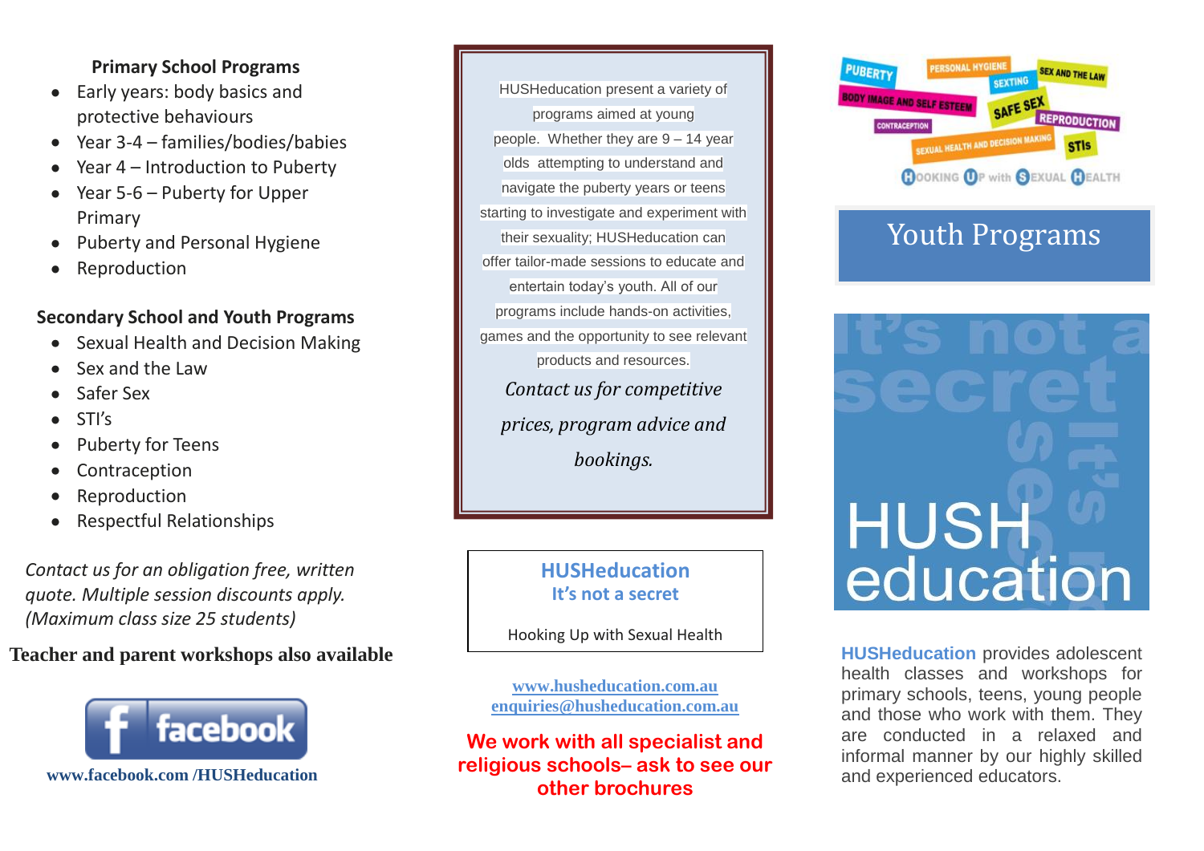### Primary School Programs

- Early years: body basics and protective behaviours
- Year 3-4 – families/bodies/babies
- Year 4 – Introduction to Puberty
- Year 5-6 – Puberty for Upper Primary
- Puberty and Personal Hygiene
- Reproduction

### Secondary School and Youth Programs

- Sexual Health and Decision Making
- Sex and the Law
- Safer Sex
- STI's
- Puberty for Teens
- Contraception
- Reproduction
- Respectful Relationships

*Contact us for an obligation free, written quote. Multiple session discounts apply. (Maximum class size 25 students)*

**Teacher and parent workshops also available**

facebook

**www.facebook.com /HUSHeducation**

HUSHeducation present a variety of programs aimed at young people. Whether they are 9 – 14 year olds attempting to understand and navigate the puberty years or teens starting to investigate and experiment with their sexuality; HUSHeducation can offer tailor-made sessions to educate and entertain today's youth. All of our programs include hands-on activities, games and the opportunity to see relevant products and resources.

*Contact us for competitive prices, program advice and bookings.*

**HUSHeducation**
**It's not a secret**

Hooking Up with Sexual Health

www.husheducation.com.au
enquiries@husheducation.com.au

**We work with all specialist and religious schools– ask to see our other brochures**

PUBERTY · PERSONAL HYGIENE · SEX AND THE LAW · SEXTING · BODY IMAGE AND SELF ESTEEM · SAFE SEX · CONTRACEPTION · REPRODUCTION · SEXUAL HEALTH AND DECISION MAKING · STIs

HOOKING UP with SEXUAL HEALTH

## Youth Programs

It's not a secret

HUSH education

**HUSHeducation** provides adolescent health classes and workshops for primary schools, teens, young people and those who work with them. They are conducted in a relaxed and informal manner by our highly skilled and experienced educators.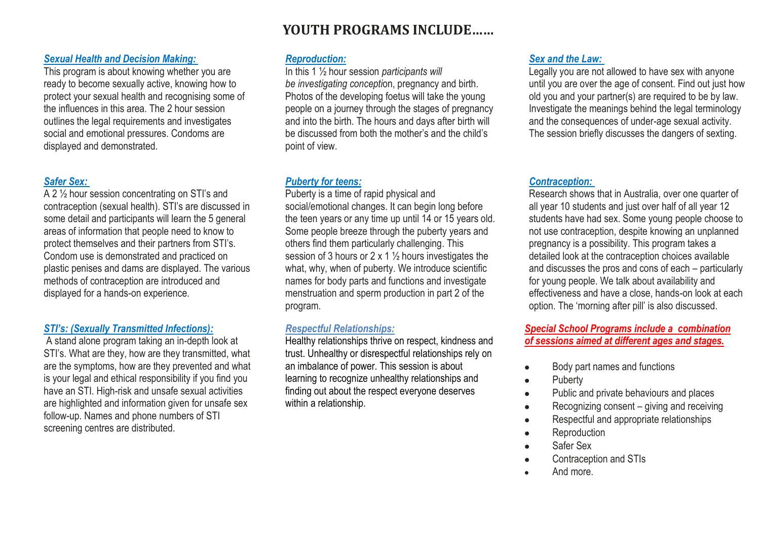# YOUTH PROGRAMS INCLUDE……

### *Sexual Health and Decision Making:*

This program is about knowing whether you are ready to become sexually active, knowing how to protect your sexual health and recognising some of the influences in this area. The 2 hour session outlines the legal requirements and investigates social and emotional pressures. Condoms are displayed and demonstrated.

### *Safer Sex:*

A 2 ½ hour session concentrating on STI's and contraception (sexual health). STI's are discussed in some detail and participants will learn the 5 general areas of information that people need to know to protect themselves and their partners from STI's. Condom use is demonstrated and practiced on plastic penises and dams are displayed. The various methods of contraception are introduced and displayed for a hands-on experience.

### *STI's: (Sexually Transmitted Infections):*

A stand alone program taking an in-depth look at STI's. What are they, how are they transmitted, what are the symptoms, how are they prevented and what is your legal and ethical responsibility if you find you have an STI. High-risk and unsafe sexual activities are highlighted and information given for unsafe sex follow-up. Names and phone numbers of STI screening centres are distributed.

### *Reproduction:*

In this 1 ½ hour session *participants will be investigating concepti*on, pregnancy and birth. Photos of the developing foetus will take the young people on a journey through the stages of pregnancy and into the birth. The hours and days after birth will be discussed from both the mother's and the child's point of view.

### *Puberty for teens:*

Puberty is a time of rapid physical and social/emotional changes. It can begin long before the teen years or any time up until 14 or 15 years old. Some people breeze through the puberty years and others find them particularly challenging. This session of 3 hours or 2 x 1 ½ hours investigates the what, why, when of puberty. We introduce scientific names for body parts and functions and investigate menstruation and sperm production in part 2 of the program.

### *Respectful Relationships:*

Healthy relationships thrive on respect, kindness and trust. Unhealthy or disrespectful relationships rely on an imbalance of power. This session is about learning to recognize unhealthy relationships and finding out about the respect everyone deserves within a relationship.

### *Sex and the Law:*

Legally you are not allowed to have sex with anyone until you are over the age of consent. Find out just how old you and your partner(s) are required to be by law. Investigate the meanings behind the legal terminology and the consequences of under-age sexual activity. The session briefly discusses the dangers of sexting.

### *Contraception:*

Research shows that in Australia, over one quarter of all year 10 students and just over half of all year 12 students have had sex. Some young people choose to not use contraception, despite knowing an unplanned pregnancy is a possibility. This program takes a detailed look at the contraception choices available and discusses the pros and cons of each – particularly for young people. We talk about availability and effectiveness and have a close, hands-on look at each option. The 'morning after pill' is also discussed.

### *Special School Programs include a combination of sessions aimed at different ages and stages.*

- Body part names and functions
- Puberty
- Public and private behaviours and places
- Recognizing consent – giving and receiving
- Respectful and appropriate relationships
- Reproduction
- Safer Sex
- Contraception and STIs
- And more.